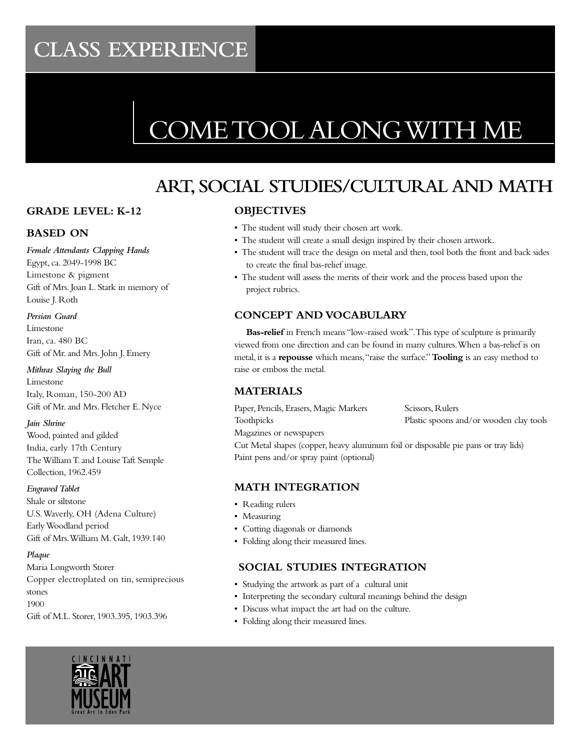# CLASS EXPERIENCE

# COME TOOL ALONG WITH ME

## ART, SOCIAL STUDIES/CULTURAL AND MATH

### GRADE LEVEL: K-12

### BASED ON

*Female Attendants Clapping Hands*
Egypt, ca. 2049-1998 BC
Limestone & pigment
Gift of Mrs. Joan L. Stark in memory of Louise J. Roth

*Persian Guard*
Limestone
Iran, ca. 480 BC
Gift of Mr. and Mrs. John J. Emery

*Mithras Slaying the Bull*
Limestone
Italy, Roman, 150-200 AD
Gift of Mr. and Mrs. Fletcher E. Nyce

*Jain Shrine*
Wood, painted and gilded
India, early 17th Century
The William T. and Louise Taft Semple Collection, 1962.459

*Engraved Tablet*
Shale or siltstone
U.S. Waverly, OH (Adena Culture)
Early Woodland period
Gift of Mrs. William M. Galt, 1939.140

*Plaque*
Maria Longworth Storer
Copper electroplated on tin, semiprecious stones
1900
Gift of M.L. Storer, 1903.395, 1903.396

### OBJECTIVES

- The student will study their chosen art work.
- The student will create a small design inspired by their chosen artwork.
- The student will trace the design on metal and then, tool both the front and back sides to create the final bas-relief image.
- The student will assess the merits of their work and the process based upon the project rubrics.

### CONCEPT AND VOCABULARY

**Bas-relief** in French means "low-raised work". This type of sculpture is primarily viewed from one direction and can be found in many cultures. When a bas-relief is on metal, it is a **repousse** which means, "raise the surface." **Tooling** is an easy method to raise or emboss the metal.

### MATERIALS

Paper, Pencils, Erasers, Magic Markers
Scissors, Rulers
Toothpicks
Plastic spoons and/or wooden clay tools
Magazines or newspapers
Cut Metal shapes (copper, heavy aluminum foil or disposable pie pans or tray lids)
Paint pens and/or spray paint (optional)

### MATH INTEGRATION

- Reading rulers
- Measuring
- Cutting diagonals or diamonds
- Folding along their measured lines.

### SOCIAL STUDIES INTEGRATION

- Studying the artwork as part of a cultural unit
- Interpreting the secondary cultural meanings behind the design
- Discuss what impact the art had on the culture.
- Folding along their measured lines.

CINCINNATI ART MUSEUM
Great Art In Eden Park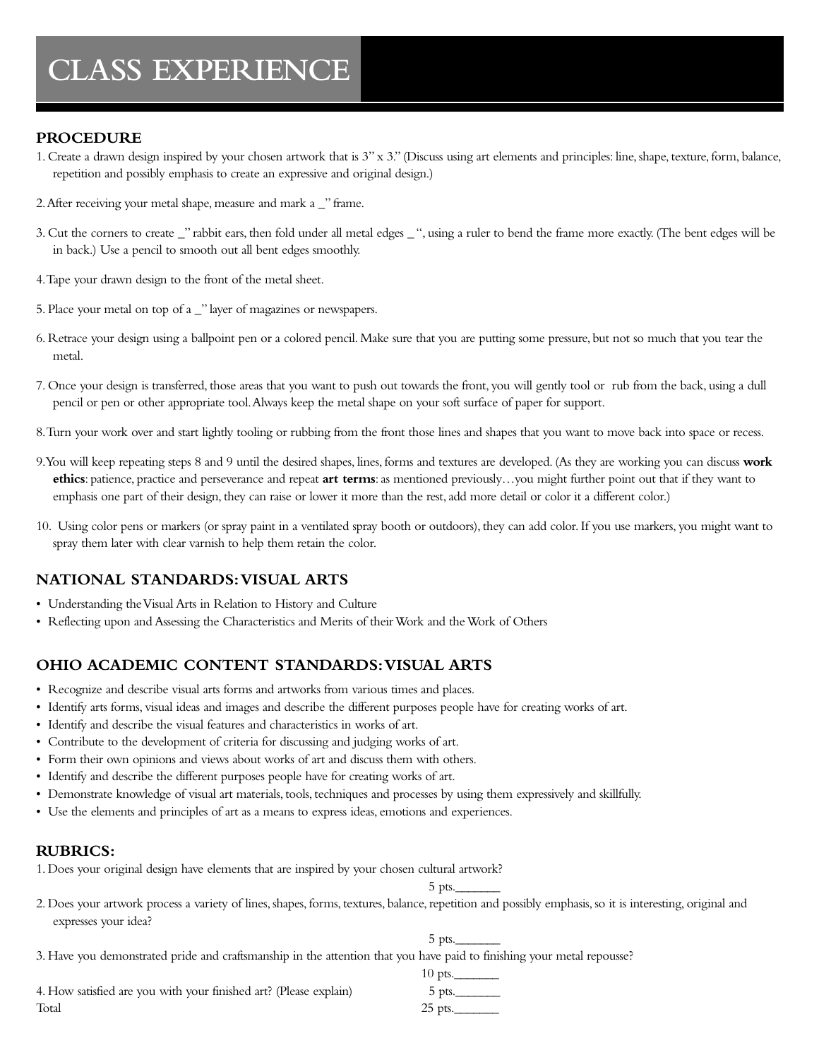# CLASS EXPERIENCE

## PROCEDURE

1. Create a drawn design inspired by your chosen artwork that is 3" x 3." (Discuss using art elements and principles: line, shape, texture, form, balance, repetition and possibly emphasis to create an expressive and original design.)

2. After receiving your metal shape, measure and mark a _" frame.

3. Cut the corners to create _" rabbit ears, then fold under all metal edges _ ", using a ruler to bend the frame more exactly. (The bent edges will be in back.) Use a pencil to smooth out all bent edges smoothly.

4. Tape your drawn design to the front of the metal sheet.

5. Place your metal on top of a _" layer of magazines or newspapers.

6. Retrace your design using a ballpoint pen or a colored pencil. Make sure that you are putting some pressure, but not so much that you tear the metal.

7. Once your design is transferred, those areas that you want to push out towards the front, you will gently tool or rub from the back, using a dull pencil or pen or other appropriate tool. Always keep the metal shape on your soft surface of paper for support.

8. Turn your work over and start lightly tooling or rubbing from the front those lines and shapes that you want to move back into space or recess.

9. You will keep repeating steps 8 and 9 until the desired shapes, lines, forms and textures are developed. (As they are working you can discuss **work ethics**: patience, practice and perseverance and repeat **art terms**: as mentioned previously…you might further point out that if they want to emphasis one part of their design, they can raise or lower it more than the rest, add more detail or color it a different color.)

10. Using color pens or markers (or spray paint in a ventilated spray booth or outdoors), they can add color. If you use markers, you might want to spray them later with clear varnish to help them retain the color.

## NATIONAL STANDARDS: VISUAL ARTS

- Understanding the Visual Arts in Relation to History and Culture
- Reflecting upon and Assessing the Characteristics and Merits of their Work and the Work of Others

## OHIO ACADEMIC CONTENT STANDARDS: VISUAL ARTS

- Recognize and describe visual arts forms and artworks from various times and places.
- Identify arts forms, visual ideas and images and describe the different purposes people have for creating works of art.
- Identify and describe the visual features and characteristics in works of art.
- Contribute to the development of criteria for discussing and judging works of art.
- Form their own opinions and views about works of art and discuss them with others.
- Identify and describe the different purposes people have for creating works of art.
- Demonstrate knowledge of visual art materials, tools, techniques and processes by using them expressively and skillfully.
- Use the elements and principles of art as a means to express ideas, emotions and experiences.

## RUBRICS:

1. Does your original design have elements that are inspired by your chosen cultural artwork?

   5 pts.______

2. Does your artwork process a variety of lines, shapes, forms, textures, balance, repetition and possibly emphasis, so it is interesting, original and expresses your idea?

   5 pts.______

3. Have you demonstrated pride and craftsmanship in the attention that you have paid to finishing your metal repousse?

   10 pts.______

4. How satisfied are you with your finished art? (Please explain) 5 pts.______

Total 25 pts.______